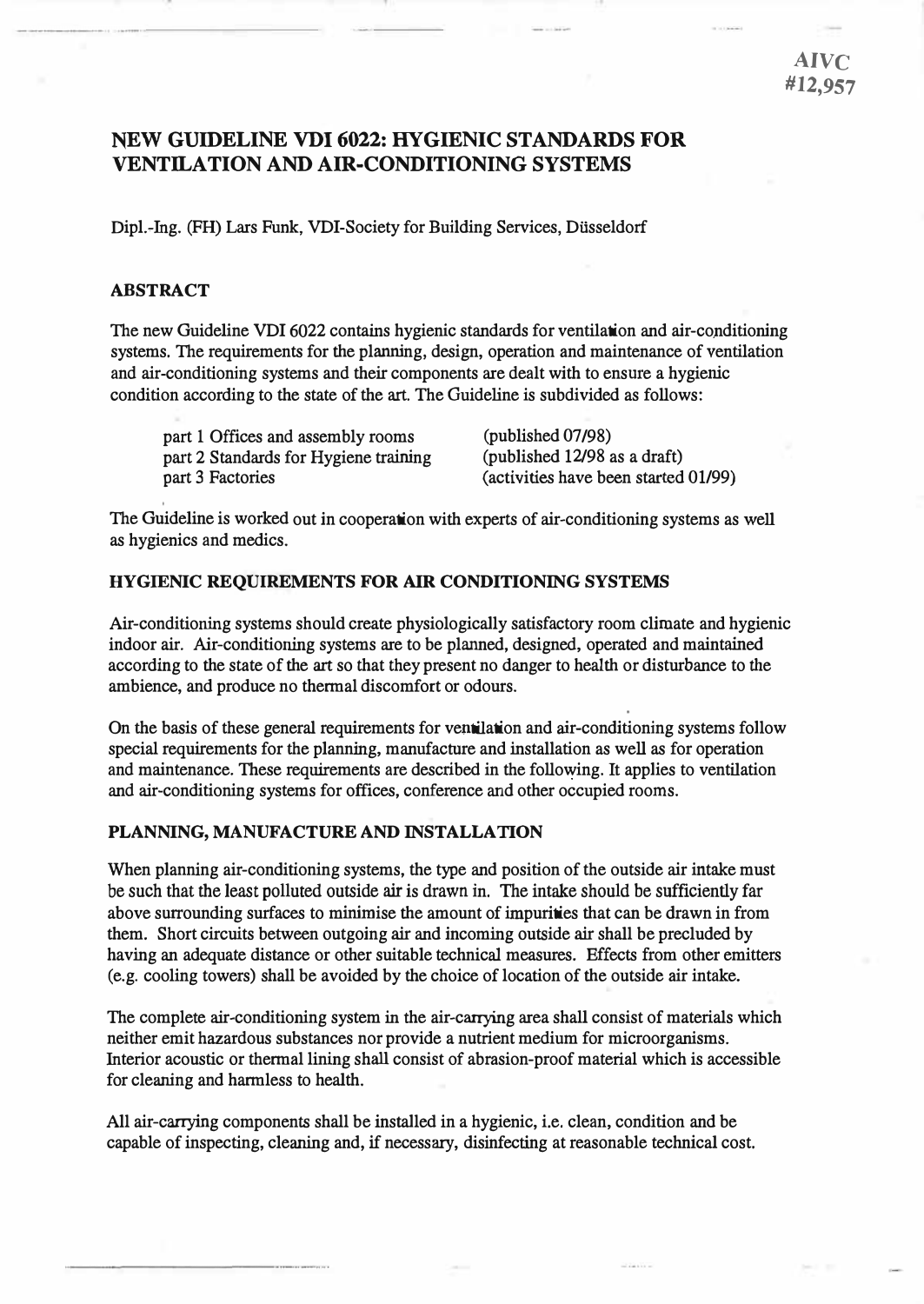AIVC
#12,957

# NEW GUIDELINE VDI 6022: HYGIENIC STANDARDS FOR VENTILATION AND AIR-CONDITIONING SYSTEMS

Dipl.-Ing. (FH) Lars Funk, VDI-Society for Building Services, Düsseldorf

## ABSTRACT

The new Guideline VDI 6022 contains hygienic standards for ventilation and air-conditioning systems. The requirements for the planning, design, operation and maintenance of ventilation and air-conditioning systems and their components are dealt with to ensure a hygienic condition according to the state of the art. The Guideline is subdivided as follows:

| | |
|---|---|
| part 1 Offices and assembly rooms | (published 07/98) |
| part 2 Standards for Hygiene training | (published 12/98 as a draft) |
| part 3 Factories | (activities have been started 01/99) |

The Guideline is worked out in cooperation with experts of air-conditioning systems as well as hygienics and medics.

## HYGIENIC REQUIREMENTS FOR AIR CONDITIONING SYSTEMS

Air-conditioning systems should create physiologically satisfactory room climate and hygienic indoor air. Air-conditioning systems are to be planned, designed, operated and maintained according to the state of the art so that they present no danger to health or disturbance to the ambience, and produce no thermal discomfort or odours.

On the basis of these general requirements for ventilation and air-conditioning systems follow special requirements for the planning, manufacture and installation as well as for operation and maintenance. These requirements are described in the following. It applies to ventilation and air-conditioning systems for offices, conference and other occupied rooms.

## PLANNING, MANUFACTURE AND INSTALLATION

When planning air-conditioning systems, the type and position of the outside air intake must be such that the least polluted outside air is drawn in. The intake should be sufficiently far above surrounding surfaces to minimise the amount of impurities that can be drawn in from them. Short circuits between outgoing air and incoming outside air shall be precluded by having an adequate distance or other suitable technical measures. Effects from other emitters (e.g. cooling towers) shall be avoided by the choice of location of the outside air intake.

The complete air-conditioning system in the air-carrying area shall consist of materials which neither emit hazardous substances nor provide a nutrient medium for microorganisms. Interior acoustic or thermal lining shall consist of abrasion-proof material which is accessible for cleaning and harmless to health.

All air-carrying components shall be installed in a hygienic, i.e. clean, condition and be capable of inspecting, cleaning and, if necessary, disinfecting at reasonable technical cost.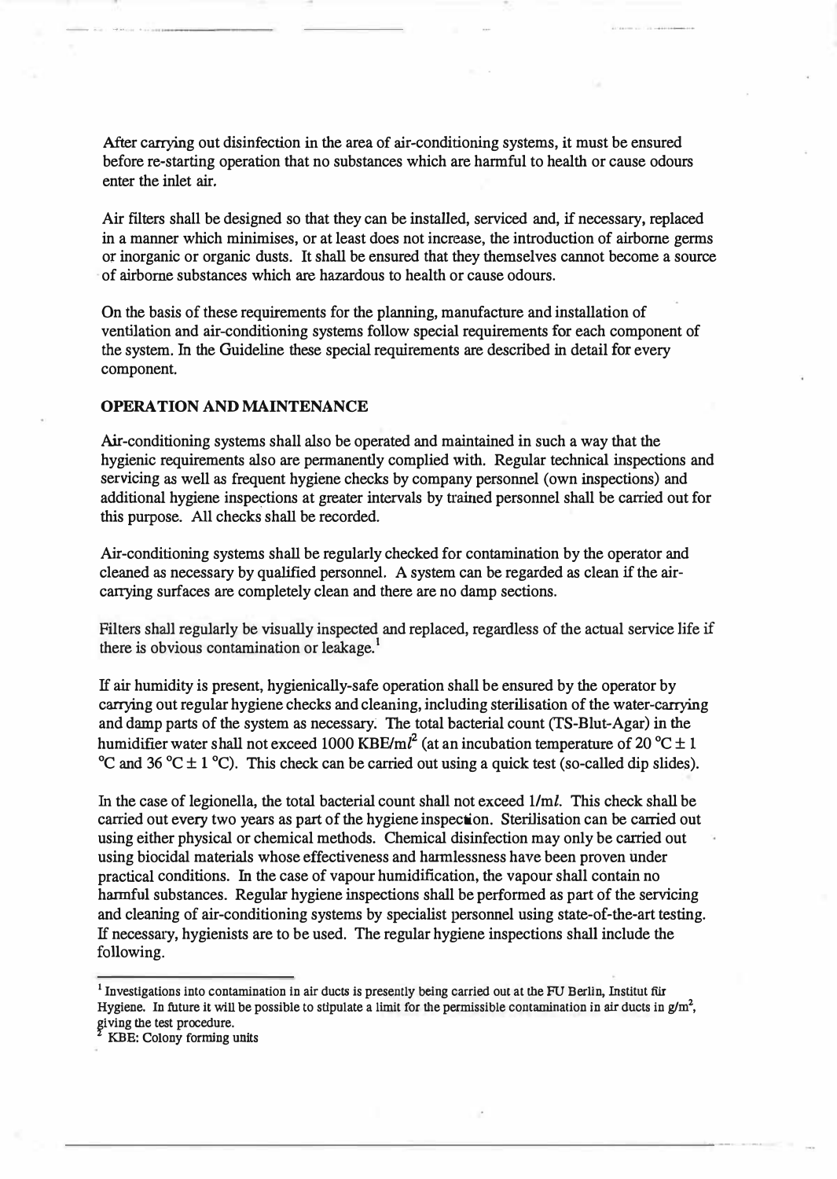After carrying out disinfection in the area of air-conditioning systems, it must be ensured before re-starting operation that no substances which are harmful to health or cause odours enter the inlet air.

Air filters shall be designed so that they can be installed, serviced and, if necessary, replaced in a manner which minimises, or at least does not increase, the introduction of airborne germs or inorganic or organic dusts. It shall be ensured that they themselves cannot become a source of airborne substances which are hazardous to health or cause odours.

On the basis of these requirements for the planning, manufacture and installation of ventilation and air-conditioning systems follow special requirements for each component of the system. In the Guideline these special requirements are described in detail for every component.

## OPERATION AND MAINTENANCE

Air-conditioning systems shall also be operated and maintained in such a way that the hygienic requirements also are permanently complied with. Regular technical inspections and servicing as well as frequent hygiene checks by company personnel (own inspections) and additional hygiene inspections at greater intervals by trained personnel shall be carried out for this purpose. All checks shall be recorded.

Air-conditioning systems shall be regularly checked for contamination by the operator and cleaned as necessary by qualified personnel. A system can be regarded as clean if the air-carrying surfaces are completely clean and there are no damp sections.

Filters shall regularly be visually inspected and replaced, regardless of the actual service life if there is obvious contamination or leakage.[1]

If air humidity is present, hygienically-safe operation shall be ensured by the operator by carrying out regular hygiene checks and cleaning, including sterilisation of the water-carrying and damp parts of the system as necessary. The total bacterial count (TS-Blut-Agar) in the humidifier water shall not exceed 1000 KBE/m$l$[2] (at an incubation temperature of 20 °C ± 1 °C and 36 °C ± 1 °C). This check can be carried out using a quick test (so-called dip slides).

In the case of legionella, the total bacterial count shall not exceed 1/m$l$. This check shall be carried out every two years as part of the hygiene inspection. Sterilisation can be carried out using either physical or chemical methods. Chemical disinfection may only be carried out using biocidal materials whose effectiveness and harmlessness have been proven under practical conditions. In the case of vapour humidification, the vapour shall contain no harmful substances. Regular hygiene inspections shall be performed as part of the servicing and cleaning of air-conditioning systems by specialist personnel using state-of-the-art testing. If necessary, hygienists are to be used. The regular hygiene inspections shall include the following.

---

[1] Investigations into contamination in air ducts is presently being carried out at the FU Berlin, Institut für Hygiene. In future it will be possible to stipulate a limit for the permissible contamination in air ducts in g/m$^2$, giving the test procedure.

[2] KBE: Colony forming units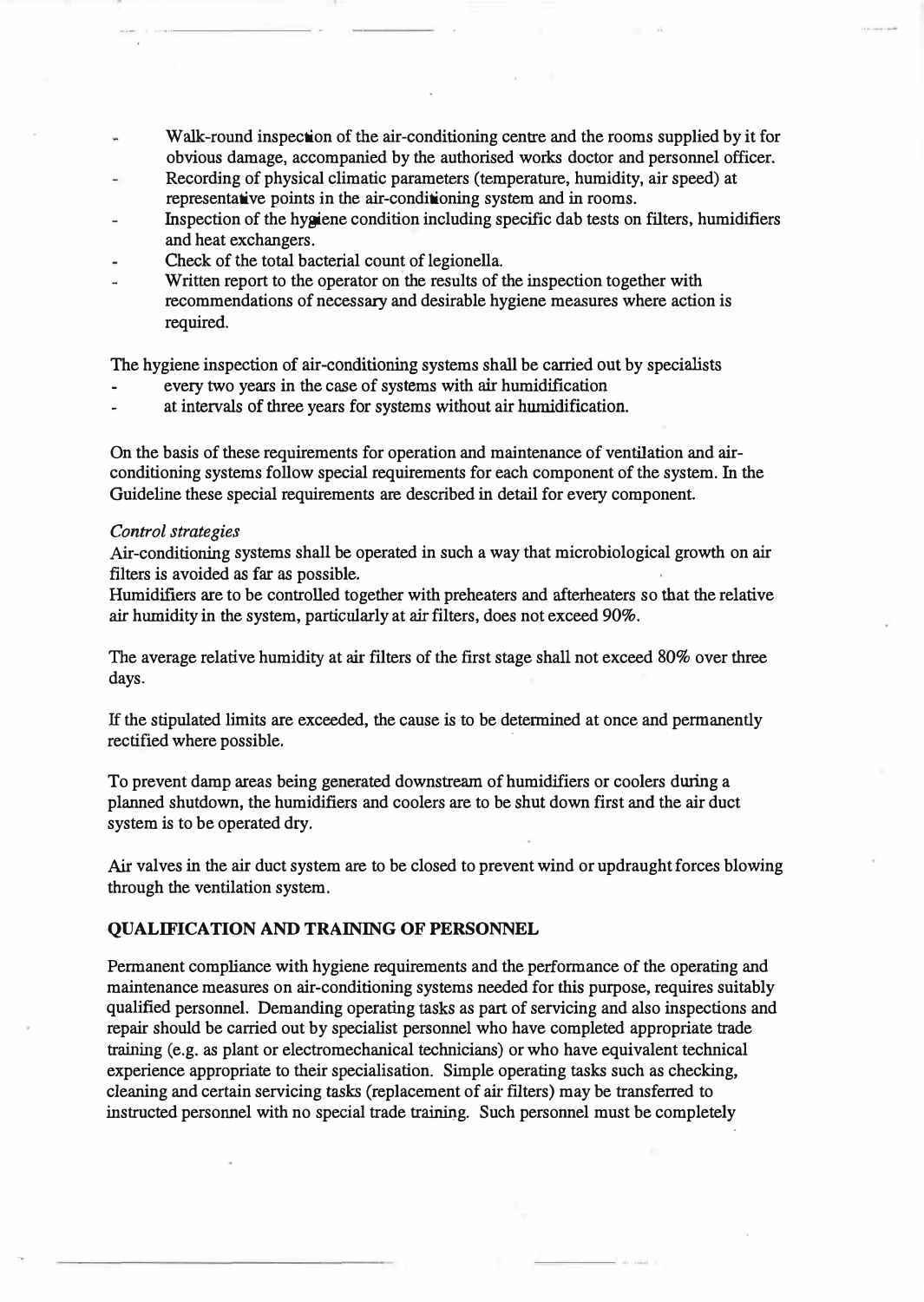- Walk-round inspection of the air-conditioning centre and the rooms supplied by it for obvious damage, accompanied by the authorised works doctor and personnel officer.
- Recording of physical climatic parameters (temperature, humidity, air speed) at representative points in the air-conditioning system and in rooms.
- Inspection of the hygiene condition including specific dab tests on filters, humidifiers and heat exchangers.
- Check of the total bacterial count of legionella.
- Written report to the operator on the results of the inspection together with recommendations of necessary and desirable hygiene measures where action is required.

The hygiene inspection of air-conditioning systems shall be carried out by specialists

- every two years in the case of systems with air humidification
- at intervals of three years for systems without air humidification.

On the basis of these requirements for operation and maintenance of ventilation and air-conditioning systems follow special requirements for each component of the system. In the Guideline these special requirements are described in detail for every component.

*Control strategies*

Air-conditioning systems shall be operated in such a way that microbiological growth on air filters is avoided as far as possible.

Humidifiers are to be controlled together with preheaters and afterheaters so that the relative air humidity in the system, particularly at air filters, does not exceed 90%.

The average relative humidity at air filters of the first stage shall not exceed 80% over three days.

If the stipulated limits are exceeded, the cause is to be determined at once and permanently rectified where possible.

To prevent damp areas being generated downstream of humidifiers or coolers during a planned shutdown, the humidifiers and coolers are to be shut down first and the air duct system is to be operated dry.

Air valves in the air duct system are to be closed to prevent wind or updraught forces blowing through the ventilation system.

## QUALIFICATION AND TRAINING OF PERSONNEL

Permanent compliance with hygiene requirements and the performance of the operating and maintenance measures on air-conditioning systems needed for this purpose, requires suitably qualified personnel. Demanding operating tasks as part of servicing and also inspections and repair should be carried out by specialist personnel who have completed appropriate trade training (e.g. as plant or electromechanical technicians) or who have equivalent technical experience appropriate to their specialisation. Simple operating tasks such as checking, cleaning and certain servicing tasks (replacement of air filters) may be transferred to instructed personnel with no special trade training. Such personnel must be completely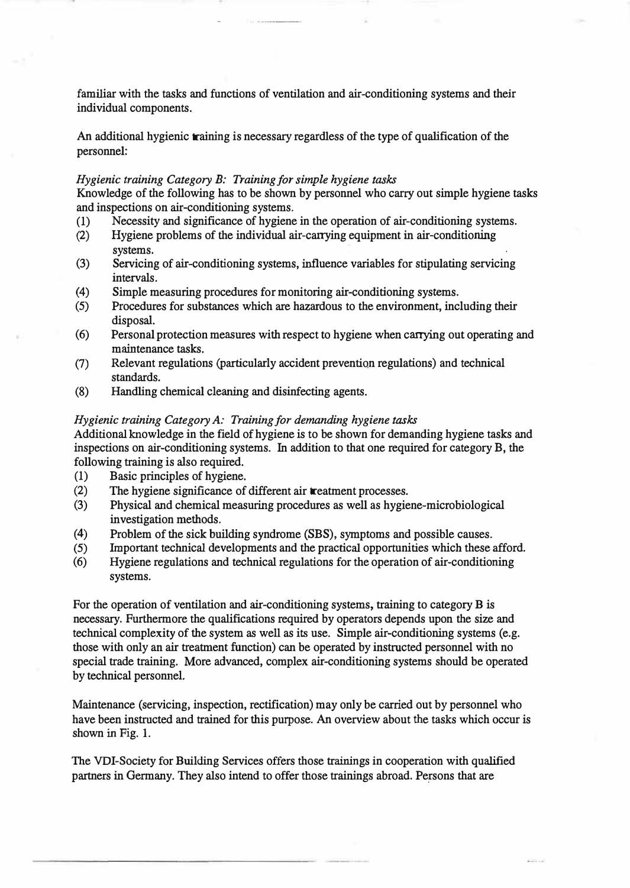familiar with the tasks and functions of ventilation and air-conditioning systems and their individual components.

An additional hygienic training is necessary regardless of the type of qualification of the personnel:

*Hygienic training Category B: Training for simple hygiene tasks*

Knowledge of the following has to be shown by personnel who carry out simple hygiene tasks and inspections on air-conditioning systems.

(1) Necessity and significance of hygiene in the operation of air-conditioning systems.
(2) Hygiene problems of the individual air-carrying equipment in air-conditioning systems.
(3) Servicing of air-conditioning systems, influence variables for stipulating servicing intervals.
(4) Simple measuring procedures for monitoring air-conditioning systems.
(5) Procedures for substances which are hazardous to the environment, including their disposal.
(6) Personal protection measures with respect to hygiene when carrying out operating and maintenance tasks.
(7) Relevant regulations (particularly accident prevention regulations) and technical standards.
(8) Handling chemical cleaning and disinfecting agents.

*Hygienic training Category A: Training for demanding hygiene tasks*

Additional knowledge in the field of hygiene is to be shown for demanding hygiene tasks and inspections on air-conditioning systems. In addition to that one required for category B, the following training is also required.

(1) Basic principles of hygiene.
(2) The hygiene significance of different air treatment processes.
(3) Physical and chemical measuring procedures as well as hygiene-microbiological investigation methods.
(4) Problem of the sick building syndrome (SBS), symptoms and possible causes.
(5) Important technical developments and the practical opportunities which these afford.
(6) Hygiene regulations and technical regulations for the operation of air-conditioning systems.

For the operation of ventilation and air-conditioning systems, training to category B is necessary. Furthermore the qualifications required by operators depends upon the size and technical complexity of the system as well as its use. Simple air-conditioning systems (e.g. those with only an air treatment function) can be operated by instructed personnel with no special trade training. More advanced, complex air-conditioning systems should be operated by technical personnel.

Maintenance (servicing, inspection, rectification) may only be carried out by personnel who have been instructed and trained for this purpose. An overview about the tasks which occur is shown in Fig. 1.

The VDI-Society for Building Services offers those trainings in cooperation with qualified partners in Germany. They also intend to offer those trainings abroad. Persons that are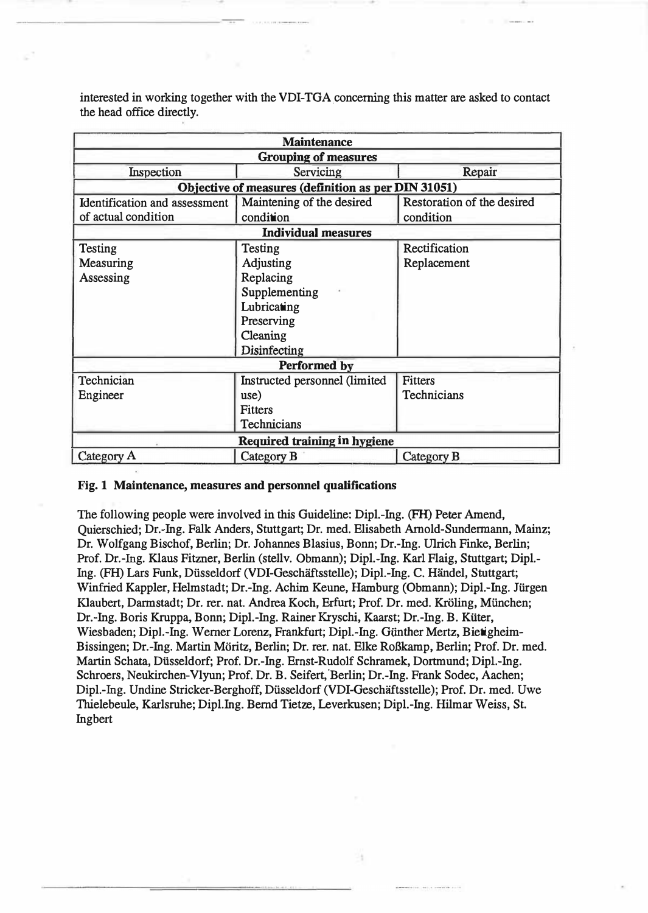interested in working together with the VDI-TGA concerning this matter are asked to contact the head office directly.

| Maintenance | | |
|---|---|---|
| **Grouping of measures** | | |
| Inspection | Servicing | Repair |
| **Objective of measures (definition as per DIN 31051)** | | |
| Identification and assessment of actual condition | Maintening of the desired condition | Restoration of the desired condition |
| **Individual measures** | | |
| Testing<br>Measuring<br>Assessing | Testing<br>Adjusting<br>Replacing<br>Supplementing<br>Lubricating<br>Preserving<br>Cleaning<br>Disinfecting | Rectification<br>Replacement |
| **Performed by** | | |
| Technician<br>Engineer | Instructed personnel (limited use)<br>Fitters<br>Technicians | Fitters<br>Technicians |
| **Required training in hygiene** | | |
| Category A | Category B | Category B |

**Fig. 1 Maintenance, measures and personnel qualifications**

The following people were involved in this Guideline: Dipl.-Ing. (FH) Peter Amend, Quierschied; Dr.-Ing. Falk Anders, Stuttgart; Dr. med. Elisabeth Arnold-Sundermann, Mainz; Dr. Wolfgang Bischof, Berlin; Dr. Johannes Blasius, Bonn; Dr.-Ing. Ulrich Finke, Berlin; Prof. Dr.-Ing. Klaus Fitzner, Berlin (stellv. Obmann); Dipl.-Ing. Karl Flaig, Stuttgart; Dipl.-Ing. (FH) Lars Funk, Düsseldorf (VDI-Geschäftsstelle); Dipl.-Ing. C. Händel, Stuttgart; Winfried Kappler, Helmstadt; Dr.-Ing. Achim Keune, Hamburg (Obmann); Dipl.-Ing. Jürgen Klaubert, Darmstadt; Dr. rer. nat. Andrea Koch, Erfurt; Prof. Dr. med. Kröling, München; Dr.-Ing. Boris Kruppa, Bonn; Dipl.-Ing. Rainer Kryschi, Kaarst; Dr.-Ing. B. Küter, Wiesbaden; Dipl.-Ing. Werner Lorenz, Frankfurt; Dipl.-Ing. Günther Mertz, Bietigheim-Bissingen; Dr.-Ing. Martin Möritz, Berlin; Dr. rer. nat. Elke Roßkamp, Berlin; Prof. Dr. med. Martin Schata, Düsseldorf; Prof. Dr.-Ing. Ernst-Rudolf Schramek, Dortmund; Dipl.-Ing. Schroers, Neukirchen-Vlyun; Prof. Dr. B. Seifert, Berlin; Dr.-Ing. Frank Sodec, Aachen; Dipl.-Ing. Undine Stricker-Berghoff, Düsseldorf (VDI-Geschäftsstelle); Prof. Dr. med. Uwe Thielebeule, Karlsruhe; Dipl.Ing. Bernd Tietze, Leverkusen; Dipl.-Ing. Hilmar Weiss, St. Ingbert